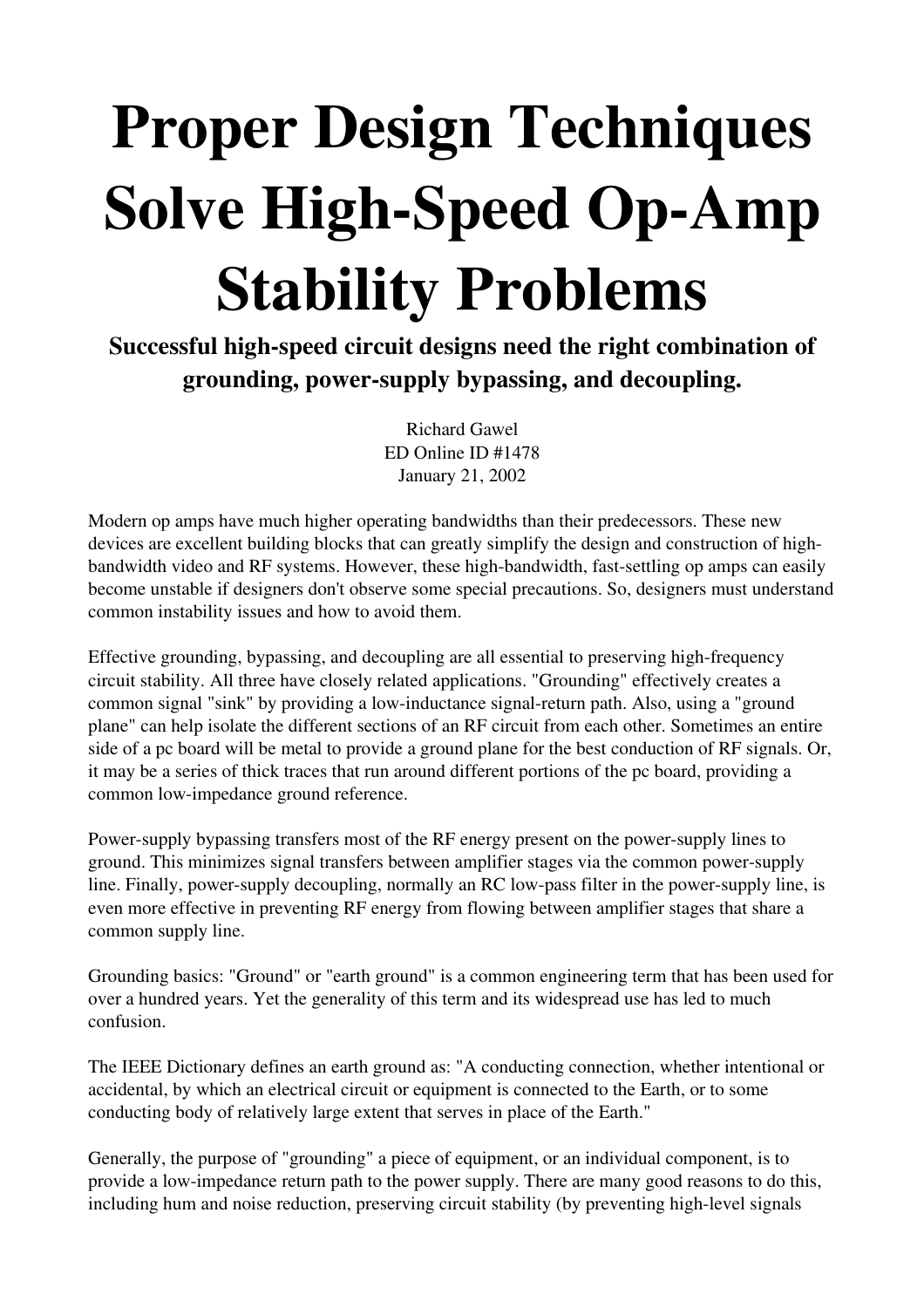# Proper Design Techniques Solve High-Speed Op-Amp Stability Problems

**Successful high-speed circuit designs need the right combination of grounding, power-supply bypassing, and decoupling.**

Richard Gawel
ED Online ID #1478
January 21, 2002

Modern op amps have much higher operating bandwidths than their predecessors. These new devices are excellent building blocks that can greatly simplify the design and construction of high-bandwidth video and RF systems. However, these high-bandwidth, fast-settling op amps can easily become unstable if designers don't observe some special precautions. So, designers must understand common instability issues and how to avoid them.

Effective grounding, bypassing, and decoupling are all essential to preserving high-frequency circuit stability. All three have closely related applications. "Grounding" effectively creates a common signal "sink" by providing a low-inductance signal-return path. Also, using a "ground plane" can help isolate the different sections of an RF circuit from each other. Sometimes an entire side of a pc board will be metal to provide a ground plane for the best conduction of RF signals. Or, it may be a series of thick traces that run around different portions of the pc board, providing a common low-impedance ground reference.

Power-supply bypassing transfers most of the RF energy present on the power-supply lines to ground. This minimizes signal transfers between amplifier stages via the common power-supply line. Finally, power-supply decoupling, normally an RC low-pass filter in the power-supply line, is even more effective in preventing RF energy from flowing between amplifier stages that share a common supply line.

Grounding basics: "Ground" or "earth ground" is a common engineering term that has been used for over a hundred years. Yet the generality of this term and its widespread use has led to much confusion.

The IEEE Dictionary defines an earth ground as: "A conducting connection, whether intentional or accidental, by which an electrical circuit or equipment is connected to the Earth, or to some conducting body of relatively large extent that serves in place of the Earth."

Generally, the purpose of "grounding" a piece of equipment, or an individual component, is to provide a low-impedance return path to the power supply. There are many good reasons to do this, including hum and noise reduction, preserving circuit stability (by preventing high-level signals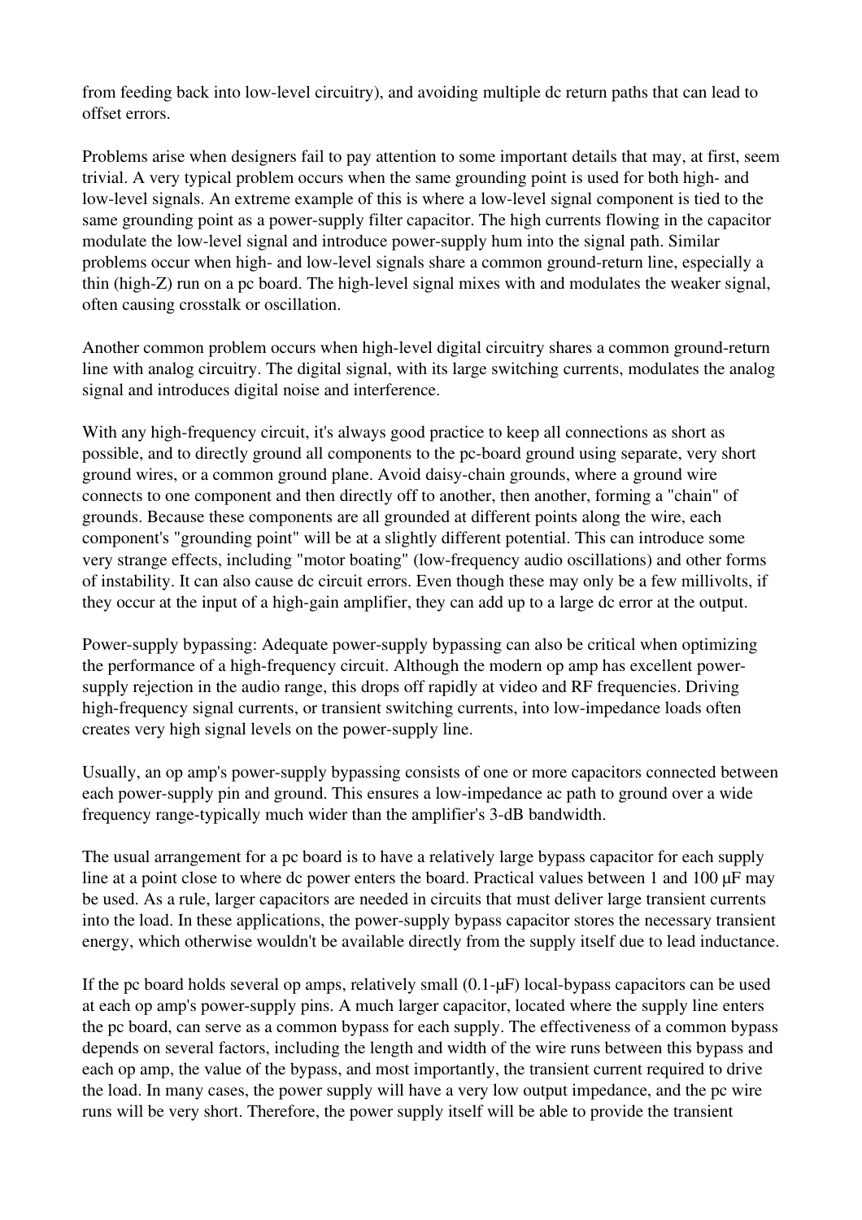from feeding back into low-level circuitry), and avoiding multiple dc return paths that can lead to offset errors.

Problems arise when designers fail to pay attention to some important details that may, at first, seem trivial. A very typical problem occurs when the same grounding point is used for both high- and low-level signals. An extreme example of this is where a low-level signal component is tied to the same grounding point as a power-supply filter capacitor. The high currents flowing in the capacitor modulate the low-level signal and introduce power-supply hum into the signal path. Similar problems occur when high- and low-level signals share a common ground-return line, especially a thin (high-Z) run on a pc board. The high-level signal mixes with and modulates the weaker signal, often causing crosstalk or oscillation.

Another common problem occurs when high-level digital circuitry shares a common ground-return line with analog circuitry. The digital signal, with its large switching currents, modulates the analog signal and introduces digital noise and interference.

With any high-frequency circuit, it's always good practice to keep all connections as short as possible, and to directly ground all components to the pc-board ground using separate, very short ground wires, or a common ground plane. Avoid daisy-chain grounds, where a ground wire connects to one component and then directly off to another, then another, forming a "chain" of grounds. Because these components are all grounded at different points along the wire, each component's "grounding point" will be at a slightly different potential. This can introduce some very strange effects, including "motor boating" (low-frequency audio oscillations) and other forms of instability. It can also cause dc circuit errors. Even though these may only be a few millivolts, if they occur at the input of a high-gain amplifier, they can add up to a large dc error at the output.

Power-supply bypassing: Adequate power-supply bypassing can also be critical when optimizing the performance of a high-frequency circuit. Although the modern op amp has excellent power-supply rejection in the audio range, this drops off rapidly at video and RF frequencies. Driving high-frequency signal currents, or transient switching currents, into low-impedance loads often creates very high signal levels on the power-supply line.

Usually, an op amp's power-supply bypassing consists of one or more capacitors connected between each power-supply pin and ground. This ensures a low-impedance ac path to ground over a wide frequency range-typically much wider than the amplifier's 3-dB bandwidth.

The usual arrangement for a pc board is to have a relatively large bypass capacitor for each supply line at a point close to where dc power enters the board. Practical values between 1 and 100 µF may be used. As a rule, larger capacitors are needed in circuits that must deliver large transient currents into the load. In these applications, the power-supply bypass capacitor stores the necessary transient energy, which otherwise wouldn't be available directly from the supply itself due to lead inductance.

If the pc board holds several op amps, relatively small (0.1-µF) local-bypass capacitors can be used at each op amp's power-supply pins. A much larger capacitor, located where the supply line enters the pc board, can serve as a common bypass for each supply. The effectiveness of a common bypass depends on several factors, including the length and width of the wire runs between this bypass and each op amp, the value of the bypass, and most importantly, the transient current required to drive the load. In many cases, the power supply will have a very low output impedance, and the pc wire runs will be very short. Therefore, the power supply itself will be able to provide the transient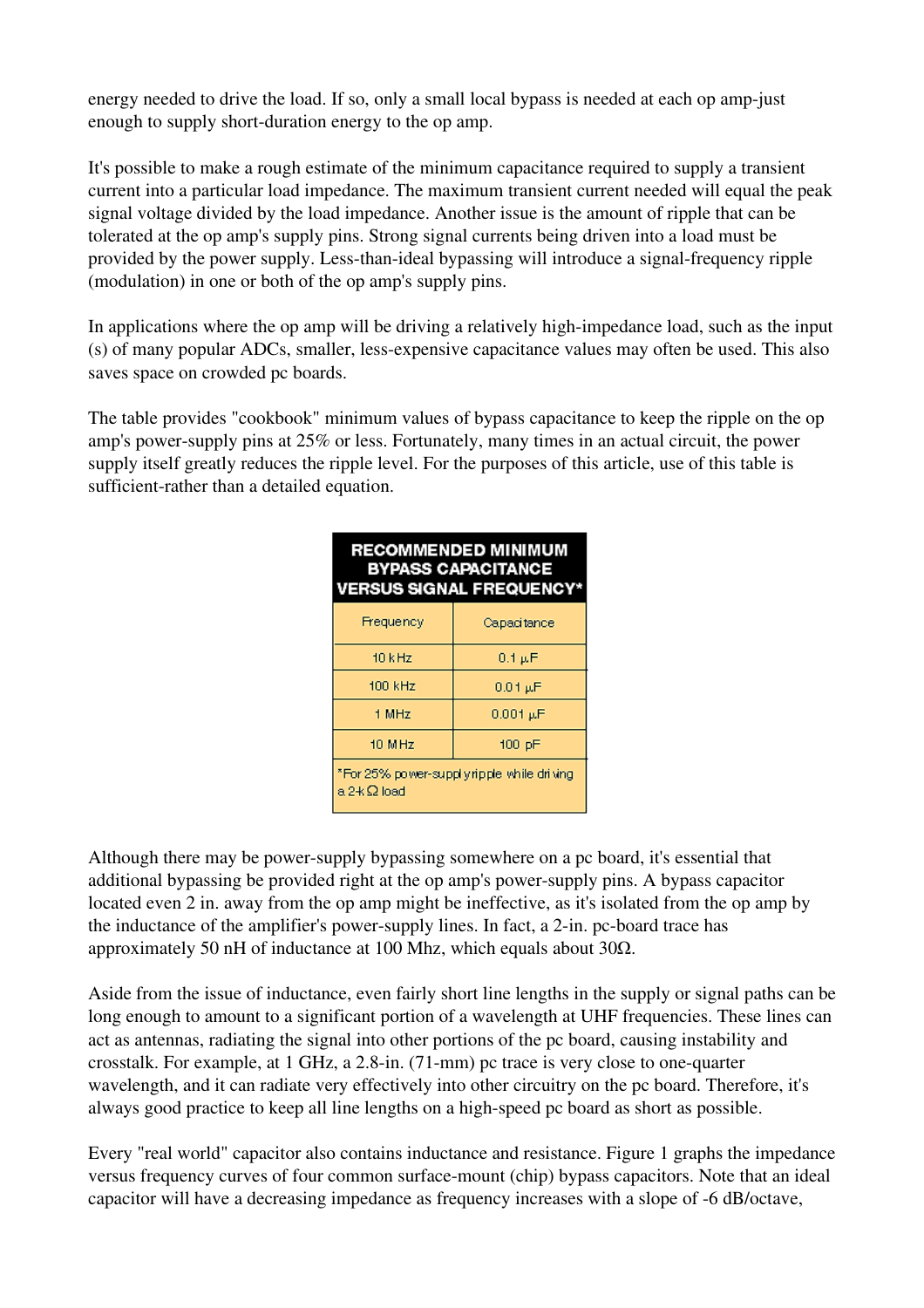energy needed to drive the load. If so, only a small local bypass is needed at each op amp-just enough to supply short-duration energy to the op amp.

It's possible to make a rough estimate of the minimum capacitance required to supply a transient current into a particular load impedance. The maximum transient current needed will equal the peak signal voltage divided by the load impedance. Another issue is the amount of ripple that can be tolerated at the op amp's supply pins. Strong signal currents being driven into a load must be provided by the power supply. Less-than-ideal bypassing will introduce a signal-frequency ripple (modulation) in one or both of the op amp's supply pins.

In applications where the op amp will be driving a relatively high-impedance load, such as the input (s) of many popular ADCs, smaller, less-expensive capacitance values may often be used. This also saves space on crowded pc boards.

The table provides "cookbook" minimum values of bypass capacitance to keep the ripple on the op amp's power-supply pins at 25% or less. Fortunately, many times in an actual circuit, the power supply itself greatly reduces the ripple level. For the purposes of this article, use of this table is sufficient-rather than a detailed equation.

**RECOMMENDED MINIMUM BYPASS CAPACITANCE VERSUS SIGNAL FREQUENCY***

| Frequency | Capacitance |
|---|---|
| 10 kHz | 0.1 µF |
| 100 kHz | 0.01 µF |
| 1 MHz | 0.001 µF |
| 10 MHz | 100 pF |

*For 25% power-supply ripple while driving a 2-kΩ load

Although there may be power-supply bypassing somewhere on a pc board, it's essential that additional bypassing be provided right at the op amp's power-supply pins. A bypass capacitor located even 2 in. away from the op amp might be ineffective, as it's isolated from the op amp by the inductance of the amplifier's power-supply lines. In fact, a 2-in. pc-board trace has approximately 50 nH of inductance at 100 Mhz, which equals about 30Ω.

Aside from the issue of inductance, even fairly short line lengths in the supply or signal paths can be long enough to amount to a significant portion of a wavelength at UHF frequencies. These lines can act as antennas, radiating the signal into other portions of the pc board, causing instability and crosstalk. For example, at 1 GHz, a 2.8-in. (71-mm) pc trace is very close to one-quarter wavelength, and it can radiate very effectively into other circuitry on the pc board. Therefore, it's always good practice to keep all line lengths on a high-speed pc board as short as possible.

Every "real world" capacitor also contains inductance and resistance. Figure 1 graphs the impedance versus frequency curves of four common surface-mount (chip) bypass capacitors. Note that an ideal capacitor will have a decreasing impedance as frequency increases with a slope of -6 dB/octave,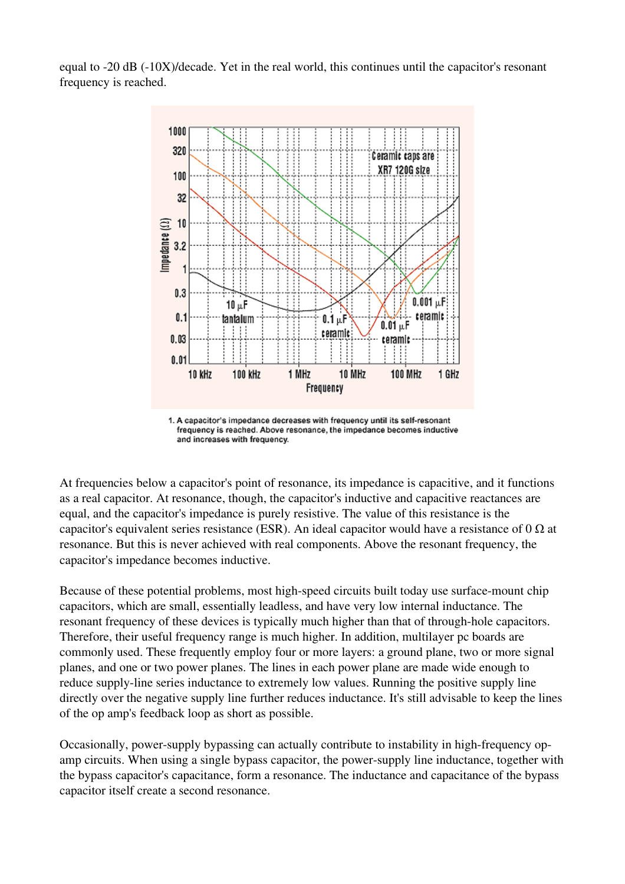equal to -20 dB (-10X)/decade. Yet in the real world, this continues until the capacitor's resonant frequency is reached.

1. A capacitor's impedance decreases with frequency until its self-resonant frequency is reached. Above resonance, the impedance becomes inductive and increases with frequency.

At frequencies below a capacitor's point of resonance, its impedance is capacitive, and it functions as a real capacitor. At resonance, though, the capacitor's inductive and capacitive reactances are equal, and the capacitor's impedance is purely resistive. The value of this resistance is the capacitor's equivalent series resistance (ESR). An ideal capacitor would have a resistance of 0 Ω at resonance. But this is never achieved with real components. Above the resonant frequency, the capacitor's impedance becomes inductive.

Because of these potential problems, most high-speed circuits built today use surface-mount chip capacitors, which are small, essentially leadless, and have very low internal inductance. The resonant frequency of these devices is typically much higher than that of through-hole capacitors. Therefore, their useful frequency range is much higher. In addition, multilayer pc boards are commonly used. These frequently employ four or more layers: a ground plane, two or more signal planes, and one or two power planes. The lines in each power plane are made wide enough to reduce supply-line series inductance to extremely low values. Running the positive supply line directly over the negative supply line further reduces inductance. It's still advisable to keep the lines of the op amp's feedback loop as short as possible.

Occasionally, power-supply bypassing can actually contribute to instability in high-frequency op-amp circuits. When using a single bypass capacitor, the power-supply line inductance, together with the bypass capacitor's capacitance, form a resonance. The inductance and capacitance of the bypass capacitor itself create a second resonance.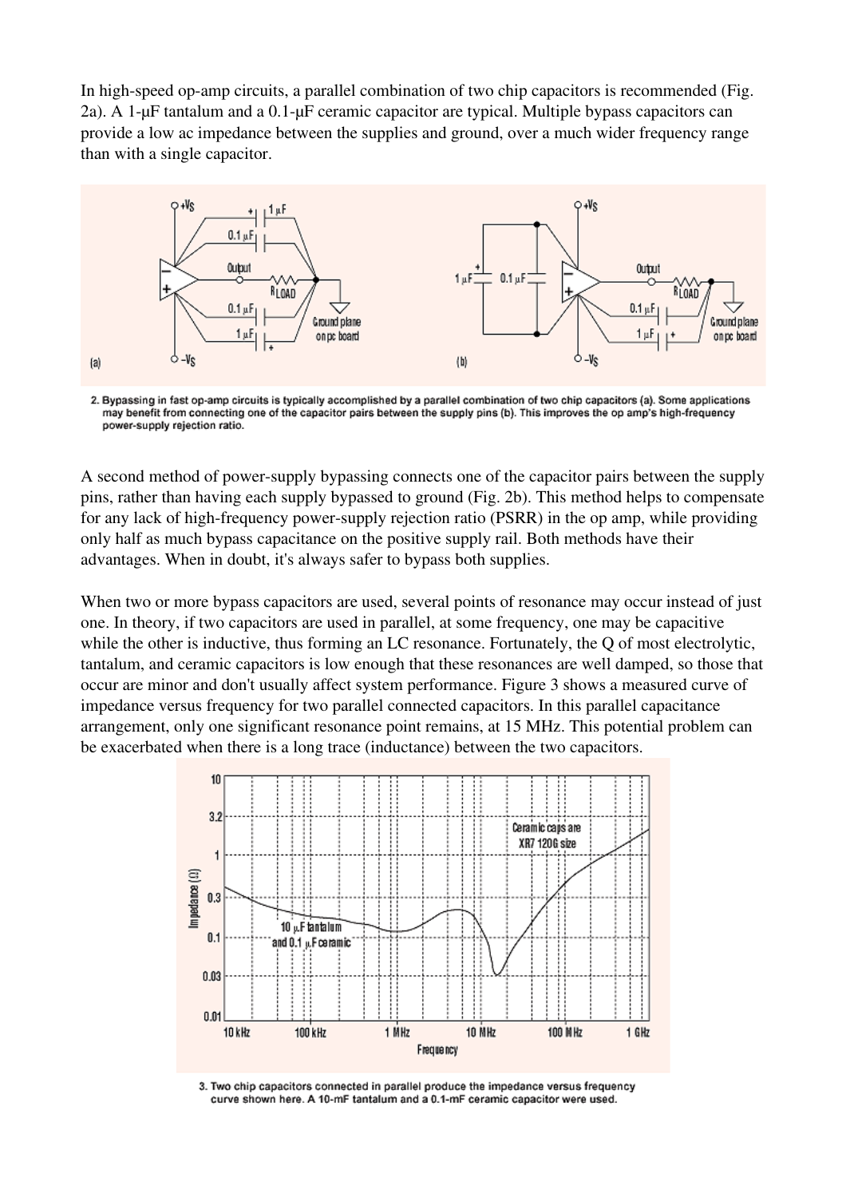In high-speed op-amp circuits, a parallel combination of two chip capacitors is recommended (Fig. 2a). A 1-µF tantalum and a 0.1-µF ceramic capacitor are typical. Multiple bypass capacitors can provide a low ac impedance between the supplies and ground, over a much wider frequency range than with a single capacitor.

2. Bypassing in fast op-amp circuits is typically accomplished by a parallel combination of two chip capacitors (a). Some applications may benefit from connecting one of the capacitor pairs between the supply pins (b). This improves the op amp's high-frequency power-supply rejection ratio.

A second method of power-supply bypassing connects one of the capacitor pairs between the supply pins, rather than having each supply bypassed to ground (Fig. 2b). This method helps to compensate for any lack of high-frequency power-supply rejection ratio (PSRR) in the op amp, while providing only half as much bypass capacitance on the positive supply rail. Both methods have their advantages. When in doubt, it's always safer to bypass both supplies.

When two or more bypass capacitors are used, several points of resonance may occur instead of just one. In theory, if two capacitors are used in parallel, at some frequency, one may be capacitive while the other is inductive, thus forming an LC resonance. Fortunately, the Q of most electrolytic, tantalum, and ceramic capacitors is low enough that these resonances are well damped, so those that occur are minor and don't usually affect system performance. Figure 3 shows a measured curve of impedance versus frequency for two parallel connected capacitors. In this parallel capacitance arrangement, only one significant resonance point remains, at 15 MHz. This potential problem can be exacerbated when there is a long trace (inductance) between the two capacitors.

3. Two chip capacitors connected in parallel produce the impedance versus frequency curve shown here. A 10-mF tantalum and a 0.1-mF ceramic capacitor were used.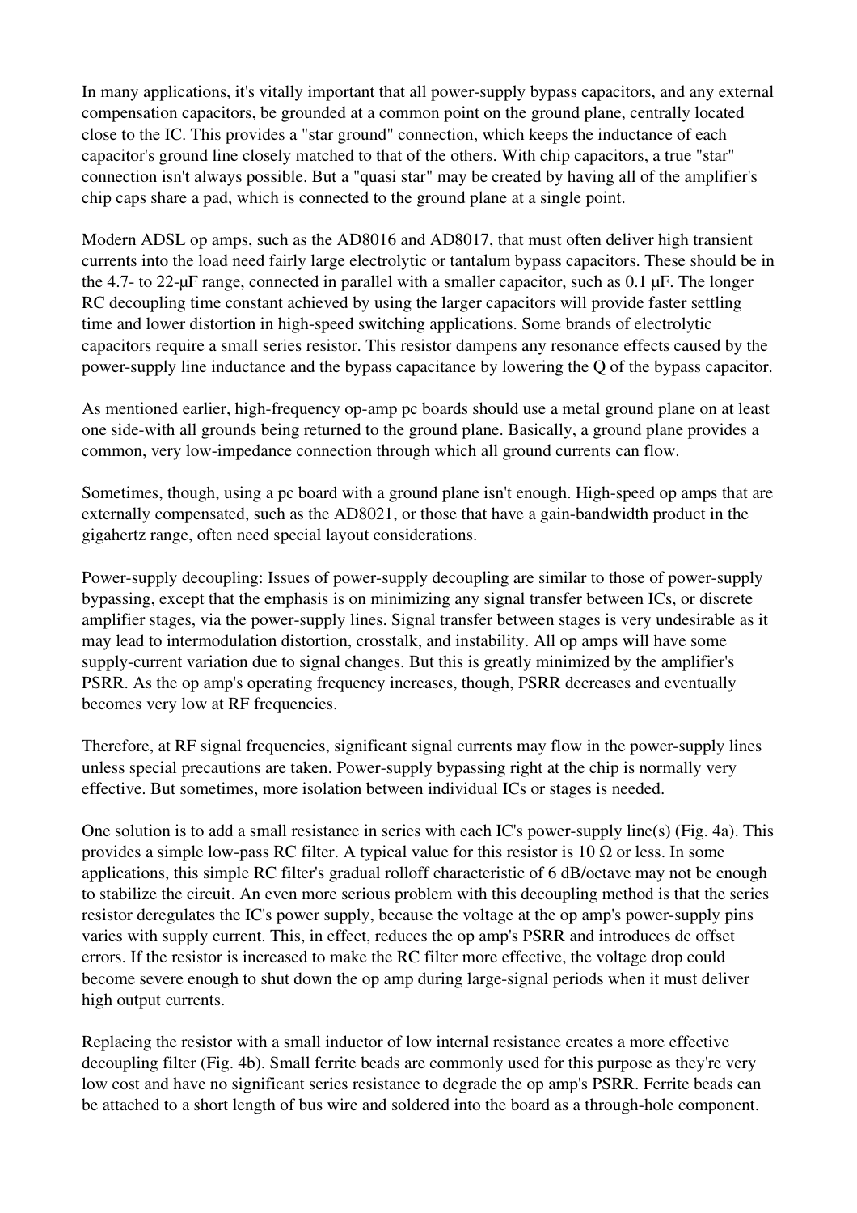In many applications, it's vitally important that all power-supply bypass capacitors, and any external compensation capacitors, be grounded at a common point on the ground plane, centrally located close to the IC. This provides a "star ground" connection, which keeps the inductance of each capacitor's ground line closely matched to that of the others. With chip capacitors, a true "star" connection isn't always possible. But a "quasi star" may be created by having all of the amplifier's chip caps share a pad, which is connected to the ground plane at a single point.

Modern ADSL op amps, such as the AD8016 and AD8017, that must often deliver high transient currents into the load need fairly large electrolytic or tantalum bypass capacitors. These should be in the 4.7- to 22-µF range, connected in parallel with a smaller capacitor, such as 0.1 µF. The longer RC decoupling time constant achieved by using the larger capacitors will provide faster settling time and lower distortion in high-speed switching applications. Some brands of electrolytic capacitors require a small series resistor. This resistor dampens any resonance effects caused by the power-supply line inductance and the bypass capacitance by lowering the Q of the bypass capacitor.

As mentioned earlier, high-frequency op-amp pc boards should use a metal ground plane on at least one side-with all grounds being returned to the ground plane. Basically, a ground plane provides a common, very low-impedance connection through which all ground currents can flow.

Sometimes, though, using a pc board with a ground plane isn't enough. High-speed op amps that are externally compensated, such as the AD8021, or those that have a gain-bandwidth product in the gigahertz range, often need special layout considerations.

Power-supply decoupling: Issues of power-supply decoupling are similar to those of power-supply bypassing, except that the emphasis is on minimizing any signal transfer between ICs, or discrete amplifier stages, via the power-supply lines. Signal transfer between stages is very undesirable as it may lead to intermodulation distortion, crosstalk, and instability. All op amps will have some supply-current variation due to signal changes. But this is greatly minimized by the amplifier's PSRR. As the op amp's operating frequency increases, though, PSRR decreases and eventually becomes very low at RF frequencies.

Therefore, at RF signal frequencies, significant signal currents may flow in the power-supply lines unless special precautions are taken. Power-supply bypassing right at the chip is normally very effective. But sometimes, more isolation between individual ICs or stages is needed.

One solution is to add a small resistance in series with each IC's power-supply line(s) (Fig. 4a). This provides a simple low-pass RC filter. A typical value for this resistor is 10 Ω or less. In some applications, this simple RC filter's gradual rolloff characteristic of 6 dB/octave may not be enough to stabilize the circuit. An even more serious problem with this decoupling method is that the series resistor deregulates the IC's power supply, because the voltage at the op amp's power-supply pins varies with supply current. This, in effect, reduces the op amp's PSRR and introduces dc offset errors. If the resistor is increased to make the RC filter more effective, the voltage drop could become severe enough to shut down the op amp during large-signal periods when it must deliver high output currents.

Replacing the resistor with a small inductor of low internal resistance creates a more effective decoupling filter (Fig. 4b). Small ferrite beads are commonly used for this purpose as they're very low cost and have no significant series resistance to degrade the op amp's PSRR. Ferrite beads can be attached to a short length of bus wire and soldered into the board as a through-hole component.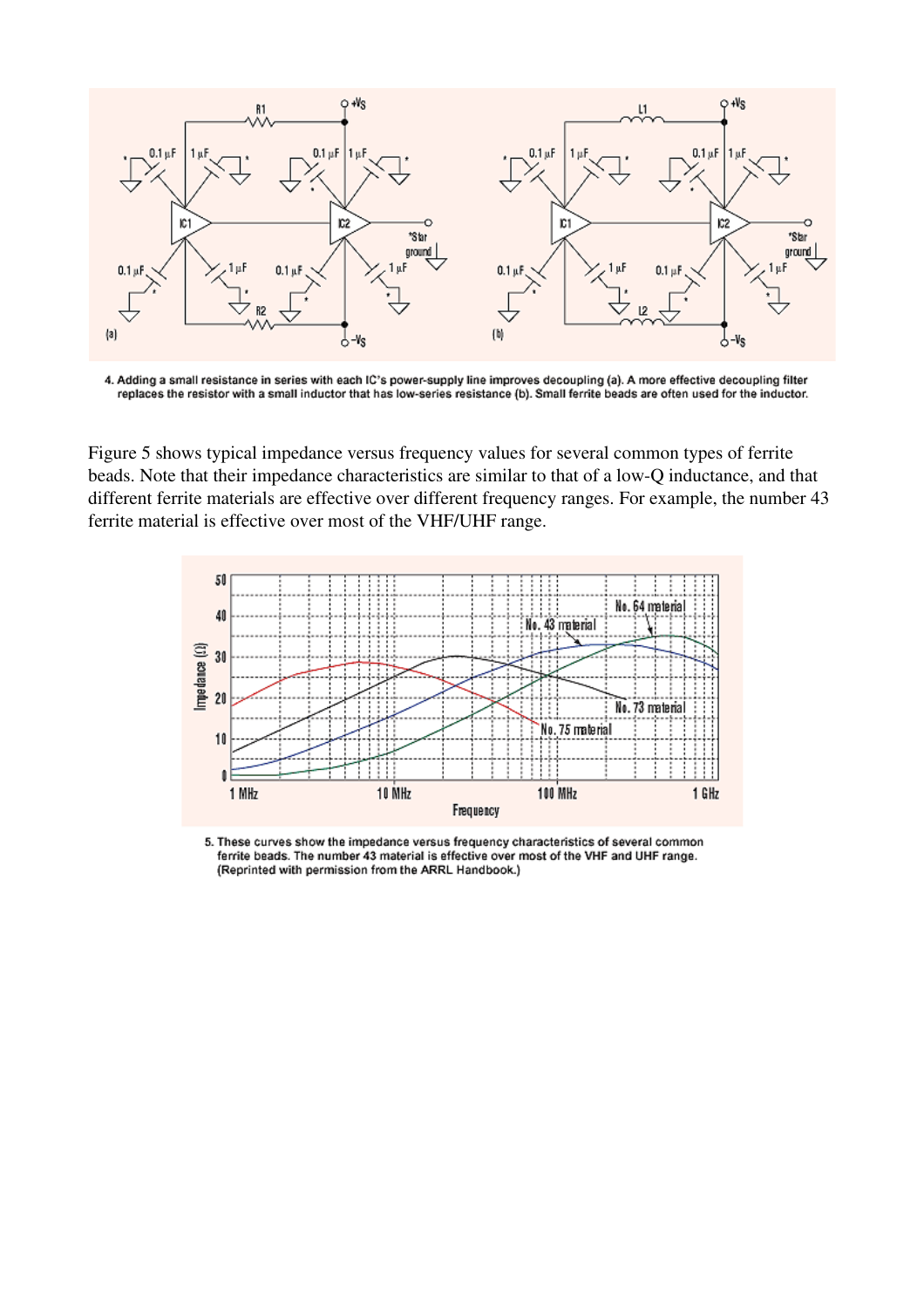R1

+Vs

0.1 µF

1 µF

0.1 µF

1 µF

IC1

IC2

*Star ground

0.1 µF

1 µF

0.1 µF

1 µF

R2

-Vs

(a)

L1

+Vs

0.1 µF

1 µF

0.1 µF

1 µF

IC1

IC2

*Star ground

0.1 µF

1 µF

0.1 µF

1 µF

L2

-Vs

(b)

4. Adding a small resistance in series with each IC's power-supply line improves decoupling (a). A more effective decoupling filter replaces the resistor with a small inductor that has low-series resistance (b). Small ferrite beads are often used for the inductor.

Figure 5 shows typical impedance versus frequency values for several common types of ferrite beads. Note that their impedance characteristics are similar to that of a low-Q inductance, and that different ferrite materials are effective over different frequency ranges. For example, the number 43 ferrite material is effective over most of the VHF/UHF range.

Impedance (Ω)

50

40

30

20

10

0

1 MHz

10 MHz

100 MHz

1 GHz

Frequency

No. 64 material

No. 43 material

No. 73 material

No. 75 material

5. These curves show the impedance versus frequency characteristics of several common ferrite beads. The number 43 material is effective over most of the VHF and UHF range. (Reprinted with permission from the ARRL Handbook.)